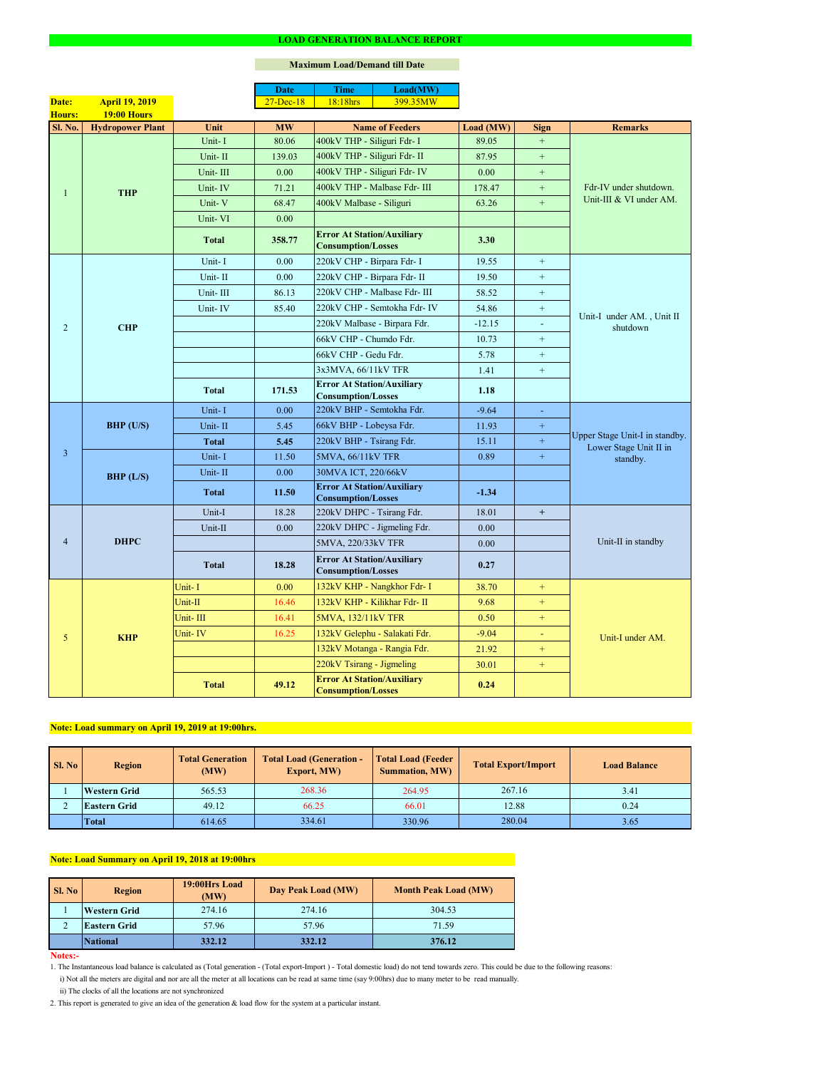# LOAD GENERATION BALANCE REPORT

**Maximum Load/Demand till Date**

| Date | Time | Load(MW) |
|---|---|---|
| 27-Dec-18 | 18:18hrs | 399.35MW |

**Date:** April 19, 2019
**Hours:** 19:00 Hours

| Sl. No. | Hydropower Plant | Unit | MW | Name of Feeders | Load (MW) | Sign | Remarks |
|---|---|---|---|---|---|---|---|
| 1 | THP | Unit- I | 80.06 | 400kV THP - Siliguri Fdr- I | 89.05 | + | Fdr-IV under shutdown. Unit-III & VI under AM. |
| | | Unit- II | 139.03 | 400kV THP - Siliguri Fdr- II | 87.95 | + | |
| | | Unit- III | 0.00 | 400kV THP - Siliguri Fdr- IV | 0.00 | + | |
| | | Unit- IV | 71.21 | 400kV THP - Malbase Fdr- III | 178.47 | + | |
| | | Unit- V | 68.47 | 400kV Malbase - Siliguri | 63.26 | + | |
| | | Unit- VI | 0.00 | | | | |
| | | **Total** | **358.77** | **Error At Station/Auxiliary Consumption/Losses** | **3.30** | | |
| 2 | CHP | Unit- I | 0.00 | 220kV CHP - Birpara Fdr- I | 19.55 | + | Unit-I under AM. , Unit II shutdown |
| | | Unit- II | 0.00 | 220kV CHP - Birpara Fdr- II | 19.50 | + | |
| | | Unit- III | 86.13 | 220kV CHP - Malbase Fdr- III | 58.52 | + | |
| | | Unit- IV | 85.40 | 220kV CHP - Semtokha Fdr- IV | 54.86 | + | |
| | | | | 220kV Malbase - Birpara Fdr. | -12.15 | - | |
| | | | | 66kV CHP - Chumdo Fdr. | 10.73 | + | |
| | | | | 66kV CHP - Gedu Fdr. | 5.78 | + | |
| | | | | 3x3MVA, 66/11kV TFR | 1.41 | + | |
| | | **Total** | **171.53** | **Error At Station/Auxiliary Consumption/Losses** | **1.18** | | |
| 3 | BHP (U/S) | Unit- I | 0.00 | 220kV BHP - Semtokha Fdr. | -9.64 | - | Upper Stage Unit-I in standby. Lower Stage Unit II in standby. |
| | | Unit- II | 5.45 | 66kV BHP - Lobeysa Fdr. | 11.93 | + | |
| | | **Total** | **5.45** | 220kV BHP - Tsirang Fdr. | 15.11 | + | |
| | BHP (L/S) | Unit- I | 11.50 | 5MVA, 66/11kV TFR | 0.89 | + | |
| | | Unit- II | 0.00 | 30MVA ICT, 220/66kV | | | |
| | | **Total** | **11.50** | **Error At Station/Auxiliary Consumption/Losses** | **-1.34** | | |
| 4 | DHPC | Unit-I | 18.28 | 220kV DHPC - Tsirang Fdr. | 18.01 | + | Unit-II in standby |
| | | Unit-II | 0.00 | 220kV DHPC - Jigmeling Fdr. | 0.00 | | |
| | | | | 5MVA, 220/33kV TFR | 0.00 | | |
| | | **Total** | **18.28** | **Error At Station/Auxiliary Consumption/Losses** | **0.27** | | |
| 5 | KHP | Unit- I | 0.00 | 132kV KHP - Nangkhor Fdr- I | 38.70 | + | Unit-I under AM. |
| | | Unit-II | 16.46 | 132kV KHP - Kilikhar Fdr- II | 9.68 | + | |
| | | Unit- III | 16.41 | 5MVA, 132/11kV TFR | 0.50 | + | |
| | | Unit- IV | 16.25 | 132kV Gelephu - Salakati Fdr. | -9.04 | - | |
| | | | | 132kV Motanga - Rangia Fdr. | 21.92 | + | |
| | | | | 220kV Tsirang - Jigmeling | 30.01 | + | |
| | | **Total** | **49.12** | **Error At Station/Auxiliary Consumption/Losses** | **0.24** | | |

**Note: Load summary on April 19, 2019 at 19:00hrs.**

| Sl. No | Region | Total Generation (MW) | Total Load (Generation - Export, MW) | Total Load (Feeder Summation, MW) | Total Export/Import | Load Balance |
|---|---|---|---|---|---|---|
| 1 | **Western Grid** | 565.53 | 268.36 | 264.95 | 267.16 | 3.41 |
| 2 | **Eastern Grid** | 49.12 | 66.25 | 66.01 | 12.88 | 0.24 |
| | **Total** | 614.65 | 334.61 | 330.96 | 280.04 | 3.65 |

**Note: Load Summary on April 19, 2018 at 19:00hrs**

| Sl. No | Region | 19:00Hrs Load (MW) | Day Peak Load (MW) | Month Peak Load (MW) |
|---|---|---|---|---|
| 1 | **Western Grid** | 274.16 | 274.16 | 304.53 |
| 2 | **Eastern Grid** | 57.96 | 57.96 | 71.59 |
| | **National** | **332.12** | **332.12** | **376.12** |

**Notes:-**

1. The Instantaneous load balance is calculated as (Total generation - (Total export-Import ) - Total domestic load) do not tend towards zero. This could be due to the following reasons:
   i) Not all the meters are digital and nor are all the meter at all locations can be read at same time (say 9:00hrs) due to many meter to be read manually.
   ii) The clocks of all the locations are not synchronized
2. This report is generated to give an idea of the generation & load flow for the system at a particular instant.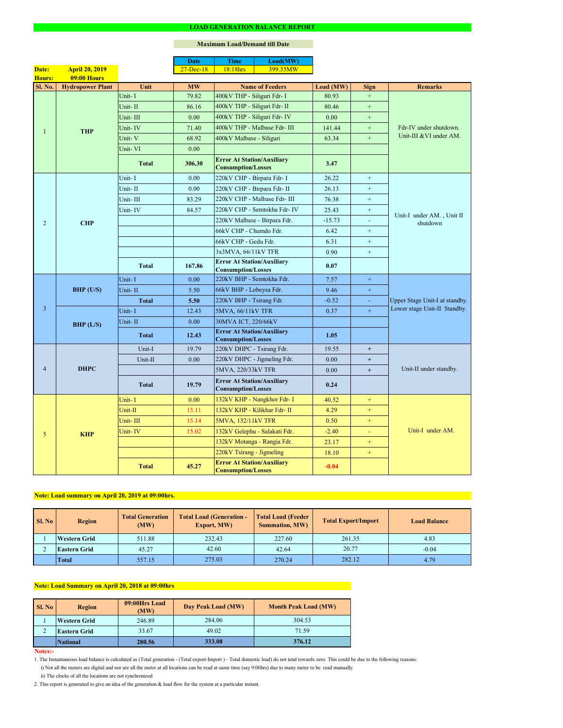# LOAD GENERATION BALANCE REPORT

**Maximum Load/Demand till Date**

| Date | Time | Load(MW) |
|---|---|---|
| 27-Dec-18 | 18:18hrs | 399.35MW |

**Date:** April 20, 2019
**Hours:** 09:00 Hours

| Sl. No. | Hydropower Plant | Unit | MW | Name of Feeders | Load (MW) | Sign | Remarks |
|---|---|---|---|---|---|---|---|
| 1 | THP | Unit- I | 79.82 | 400kV THP - Siliguri Fdr- I | 80.93 | + | Fdr-IV under shutdown. Unit-III &VI under AM. |
| | | Unit- II | 86.16 | 400kV THP - Siliguri Fdr- II | 80.46 | + | |
| | | Unit- III | 0.00 | 400kV THP - Siliguri Fdr- IV | 0.00 | + | |
| | | Unit- IV | 71.40 | 400kV THP - Malbase Fdr- III | 141.44 | + | |
| | | Unit- V | 68.92 | 400kV Malbase - Siliguri | 63.34 | + | |
| | | Unit- VI | 0.00 | | | | |
| | | **Total** | **306.30** | **Error At Station/Auxiliary Consumption/Losses** | **3.47** | | |
| 2 | CHP | Unit- I | 0.00 | 220kV CHP - Birpara Fdr- I | 26.22 | + | Unit-I under AM. , Unit II shutdown |
| | | Unit- II | 0.00 | 220kV CHP - Birpara Fdr- II | 26.13 | + | |
| | | Unit- III | 83.29 | 220kV CHP - Malbase Fdr- III | 76.38 | + | |
| | | Unit- IV | 84.57 | 220kV CHP - Semtokha Fdr- IV | 25.43 | + | |
| | | | | 220kV Malbase - Birpara Fdr. | -15.73 | - | |
| | | | | 66kV CHP - Chumdo Fdr. | 6.42 | + | |
| | | | | 66kV CHP - Gedu Fdr. | 6.31 | + | |
| | | | | 3x3MVA, 66/11kV TFR | 0.90 | + | |
| | | **Total** | **167.86** | **Error At Station/Auxiliary Consumption/Losses** | **0.07** | | |
| 3 | BHP (U/S) | Unit- I | 0.00 | 220kV BHP - Semtokha Fdr. | 7.57 | + | Upper Stage Unit-I at standby. Lower stage Unit-II Standby. |
| | | Unit- II | 5.50 | 66kV BHP - Lobeysa Fdr. | 9.46 | + | |
| | | **Total** | **5.50** | 220kV BHP - Tsirang Fdr. | -0.52 | - | |
| | BHP (L/S) | Unit- I | 12.43 | 5MVA, 66/11kV TFR | 0.37 | + | |
| | | Unit- II | 0.00 | 30MVA ICT, 220/66kV | | | |
| | | **Total** | **12.43** | **Error At Station/Auxiliary Consumption/Losses** | **1.05** | | |
| 4 | DHPC | Unit-I | 19.79 | 220kV DHPC - Tsirang Fdr. | 19.55 | + | Unit-II under standby. |
| | | Unit-II | 0.00 | 220kV DHPC - Jigmeling Fdr. | 0.00 | + | |
| | | | | 5MVA, 220/33kV TFR | 0.00 | + | |
| | | **Total** | **19.79** | **Error At Station/Auxiliary Consumption/Losses** | **0.24** | | |
| 5 | KHP | Unit- I | 0.00 | 132kV KHP - Nangkhor Fdr- I | 40.52 | + | Unit-I under AM. |
| | | Unit-II | 15.11 | 132kV KHP - Kilikhar Fdr- II | 4.29 | + | |
| | | Unit- III | 15.14 | 5MVA, 132/11kV TFR | 0.50 | + | |
| | | Unit- IV | 15.02 | 132kV Gelephu - Salakati Fdr. | -2.40 | - | |
| | | | | 132kV Motanga - Rangia Fdr. | 23.17 | + | |
| | | | | 220kV Tsirang - Jigmeling | 18.10 | + | |
| | | **Total** | **45.27** | **Error At Station/Auxiliary Consumption/Losses** | **-0.04** | | |

**Note: Load summary on April 20, 2019 at 09:00hrs.**

| Sl. No | Region | Total Generation (MW) | Total Load (Generation - Export, MW) | Total Load (Feeder Summation, MW) | Total Export/Import | Load Balance |
|---|---|---|---|---|---|---|
| 1 | Western Grid | 511.88 | 232.43 | 227.60 | 261.35 | 4.83 |
| 2 | Eastern Grid | 45.27 | 42.60 | 42.64 | 20.77 | -0.04 |
| | Total | 557.15 | 275.03 | 270.24 | 282.12 | 4.79 |

**Note: Load Summary on April 20, 2018 at 09:00hrs**

| Sl. No | Region | 09:00Hrs Load (MW) | Day Peak Load (MW) | Month Peak Load (MW) |
|---|---|---|---|---|
| 1 | Western Grid | 246.89 | 284.06 | 304.53 |
| 2 | Eastern Grid | 33.67 | 49.02 | 71.59 |
| | **National** | **280.56** | **333.08** | **376.12** |

**Notes:-**

1. The Instantaneous load balance is calculated as (Total generation - (Total export-Import ) - Total domestic load) do not tend towards zero. This could be due to the following reasons:
   i) Not all the meters are digital and nor are all the meter at all locations can be read at same time (say 9:00hrs) due to many meter to be read manually.
   ii) The clocks of all the locations are not synchronized
2. This report is generated to give an idea of the generation & load flow for the system at a particular instant.